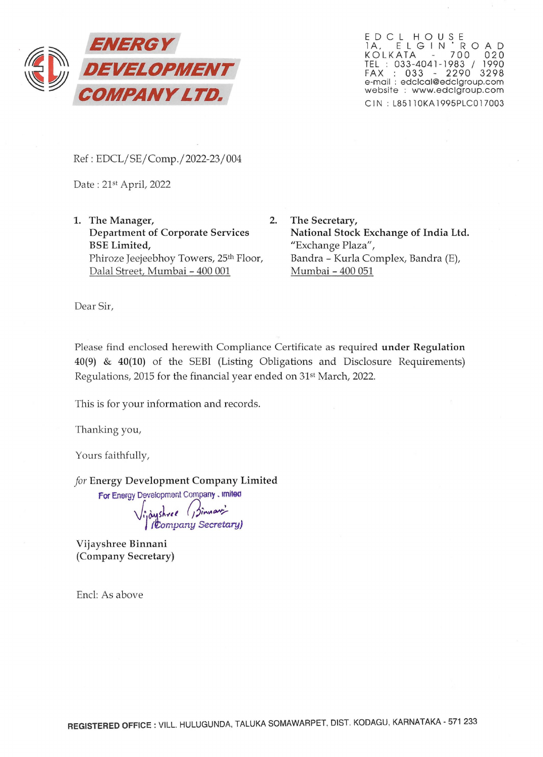# ENERGY DEVELOPMENT COMPANY LTD.

EDCL HOUSE
1A, ELGIN ROAD
KOLKATA - 700 020
TEL : 033-4041-1983 / 1990
FAX : 033 - 2290 3298
e-mail : edclcal@edclgroup.com
website : www.edclgroup.com
CIN : L85110KA1995PLC017003

Ref : EDCL/SE/Comp./2022-23/004

Date : 21st April, 2022

1. **The Manager,**
   **Department of Corporate Services**
   **BSE Limited,**
   Phiroze Jeejeebhoy Towers, 25th Floor,
   Dalal Street, Mumbai – 400 001

2. **The Secretary,**
   **National Stock Exchange of India Ltd.**
   "Exchange Plaza",
   Bandra – Kurla Complex, Bandra (E),
   Mumbai – 400 051

Dear Sir,

Please find enclosed herewith Compliance Certificate as required **under Regulation** 40(9) & 40(10) of the SEBI (Listing Obligations and Disclosure Requirements) Regulations, 2015 for the financial year ended on 31st March, 2022.

This is for your information and records.

Thanking you,

Yours faithfully,

*for* **Energy Development Company Limited**

For Energy Development Company Limited
Vijayshree Binnani
(Company Secretary)

Vijayshree Binnani
(Company Secretary)

Encl: As above

**REGISTERED OFFICE :** VILL. HULUGUNDA, TALUKA SOMAWARPET, DIST. KODAGU, KARNATAKA - 571 233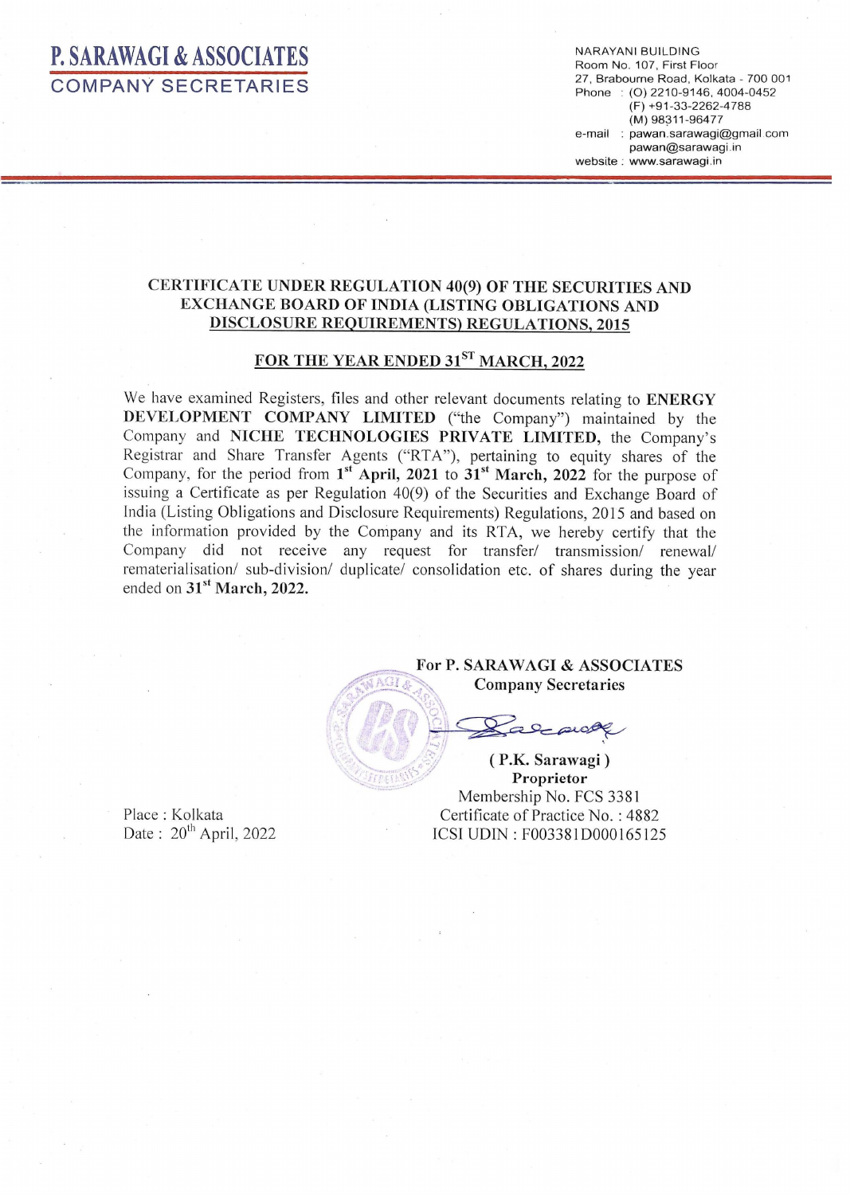**P. SARAWAGI & ASSOCIATES**
**COMPANY SECRETARIES**

NARAYANI BUILDING
Room No. 107, First Floor
27, Brabourne Road, Kolkata - 700 001
Phone : (O) 2210-9146, 4004-0452
(F) +91-33-2262-4788
(M) 98311-96477
e-mail : pawan.sarawagi@gmail.com
pawan@sarawagi.in
website : www.sarawagi.in

## CERTIFICATE UNDER REGULATION 40(9) OF THE SECURITIES AND EXCHANGE BOARD OF INDIA (LISTING OBLIGATIONS AND DISCLOSURE REQUIREMENTS) REGULATIONS, 2015

## FOR THE YEAR ENDED 31ST MARCH, 2022

We have examined Registers, files and other relevant documents relating to **ENERGY DEVELOPMENT COMPANY LIMITED** ("the Company") maintained by the Company and **NICHE TECHNOLOGIES PRIVATE LIMITED,** the Company's Registrar and Share Transfer Agents ("RTA"), pertaining to equity shares of the Company, for the period from **1st April, 2021** to **31st March, 2022** for the purpose of issuing a Certificate as per Regulation 40(9) of the Securities and Exchange Board of India (Listing Obligations and Disclosure Requirements) Regulations, 2015 and based on the information provided by the Company and its RTA, we hereby certify that the Company did not receive any request for transfer/ transmission/ renewal/ rematerialisation/ sub-division/ duplicate/ consolidation etc. of shares during the year ended on **31st March, 2022.**

**For P. SARAWAGI & ASSOCIATES**
**Company Secretaries**

**( P.K. Sarawagi )**
**Proprietor**
Membership No. FCS 3381
Certificate of Practice No. : 4882
ICSI UDIN : F003381D000165125

Place : Kolkata
Date : 20th April, 2022